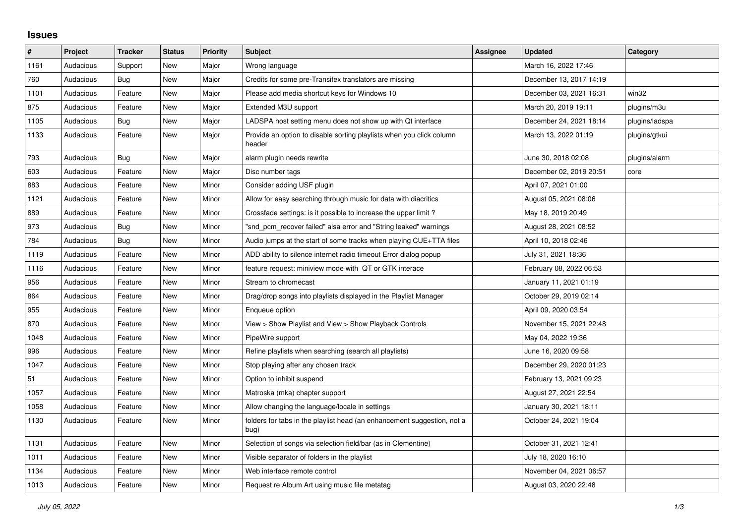## Issues

| # | Project | Tracker | Status | Priority | Subject | Assignee | Updated | Category |
|---|---|---|---|---|---|---|---|---|
| 1161 | Audacious | Support | New | Major | Wrong language | | March 16, 2022 17:46 | |
| 760 | Audacious | Bug | New | Major | Credits for some pre-Transifex translators are missing | | December 13, 2017 14:19 | |
| 1101 | Audacious | Feature | New | Major | Please add media shortcut keys for Windows 10 | | December 03, 2021 16:31 | win32 |
| 875 | Audacious | Feature | New | Major | Extended M3U support | | March 20, 2019 19:11 | plugins/m3u |
| 1105 | Audacious | Bug | New | Major | LADSPA host setting menu does not show up with Qt interface | | December 24, 2021 18:14 | plugins/ladspa |
| 1133 | Audacious | Feature | New | Major | Provide an option to disable sorting playlists when you click column header | | March 13, 2022 01:19 | plugins/gtkui |
| 793 | Audacious | Bug | New | Major | alarm plugin needs rewrite | | June 30, 2018 02:08 | plugins/alarm |
| 603 | Audacious | Feature | New | Major | Disc number tags | | December 02, 2019 20:51 | core |
| 883 | Audacious | Feature | New | Minor | Consider adding USF plugin | | April 07, 2021 01:00 | |
| 1121 | Audacious | Feature | New | Minor | Allow for easy searching through music for data with diacritics | | August 05, 2021 08:06 | |
| 889 | Audacious | Feature | New | Minor | Crossfade settings: is it possible to increase the upper limit ? | | May 18, 2019 20:49 | |
| 973 | Audacious | Bug | New | Minor | "snd_pcm_recover failed" alsa error and "String leaked" warnings | | August 28, 2021 08:52 | |
| 784 | Audacious | Bug | New | Minor | Audio jumps at the start of some tracks when playing CUE+TTA files | | April 10, 2018 02:46 | |
| 1119 | Audacious | Feature | New | Minor | ADD ability to silence internet radio timeout Error dialog popup | | July 31, 2021 18:36 | |
| 1116 | Audacious | Feature | New | Minor | feature request: miniview mode with QT or GTK interace | | February 08, 2022 06:53 | |
| 956 | Audacious | Feature | New | Minor | Stream to chromecast | | January 11, 2021 01:19 | |
| 864 | Audacious | Feature | New | Minor | Drag/drop songs into playlists displayed in the Playlist Manager | | October 29, 2019 02:14 | |
| 955 | Audacious | Feature | New | Minor | Enqueue option | | April 09, 2020 03:54 | |
| 870 | Audacious | Feature | New | Minor | View > Show Playlist and View > Show Playback Controls | | November 15, 2021 22:48 | |
| 1048 | Audacious | Feature | New | Minor | PipeWire support | | May 04, 2022 19:36 | |
| 996 | Audacious | Feature | New | Minor | Refine playlists when searching (search all playlists) | | June 16, 2020 09:58 | |
| 1047 | Audacious | Feature | New | Minor | Stop playing after any chosen track | | December 29, 2020 01:23 | |
| 51 | Audacious | Feature | New | Minor | Option to inhibit suspend | | February 13, 2021 09:23 | |
| 1057 | Audacious | Feature | New | Minor | Matroska (mka) chapter support | | August 27, 2021 22:54 | |
| 1058 | Audacious | Feature | New | Minor | Allow changing the language/locale in settings | | January 30, 2021 18:11 | |
| 1130 | Audacious | Feature | New | Minor | folders for tabs in the playlist head (an enhancement suggestion, not a bug) | | October 24, 2021 19:04 | |
| 1131 | Audacious | Feature | New | Minor | Selection of songs via selection field/bar (as in Clementine) | | October 31, 2021 12:41 | |
| 1011 | Audacious | Feature | New | Minor | Visible separator of folders in the playlist | | July 18, 2020 16:10 | |
| 1134 | Audacious | Feature | New | Minor | Web interface remote control | | November 04, 2021 06:57 | |
| 1013 | Audacious | Feature | New | Minor | Request re Album Art using music file metatag | | August 03, 2020 22:48 | |

*July 05, 2022*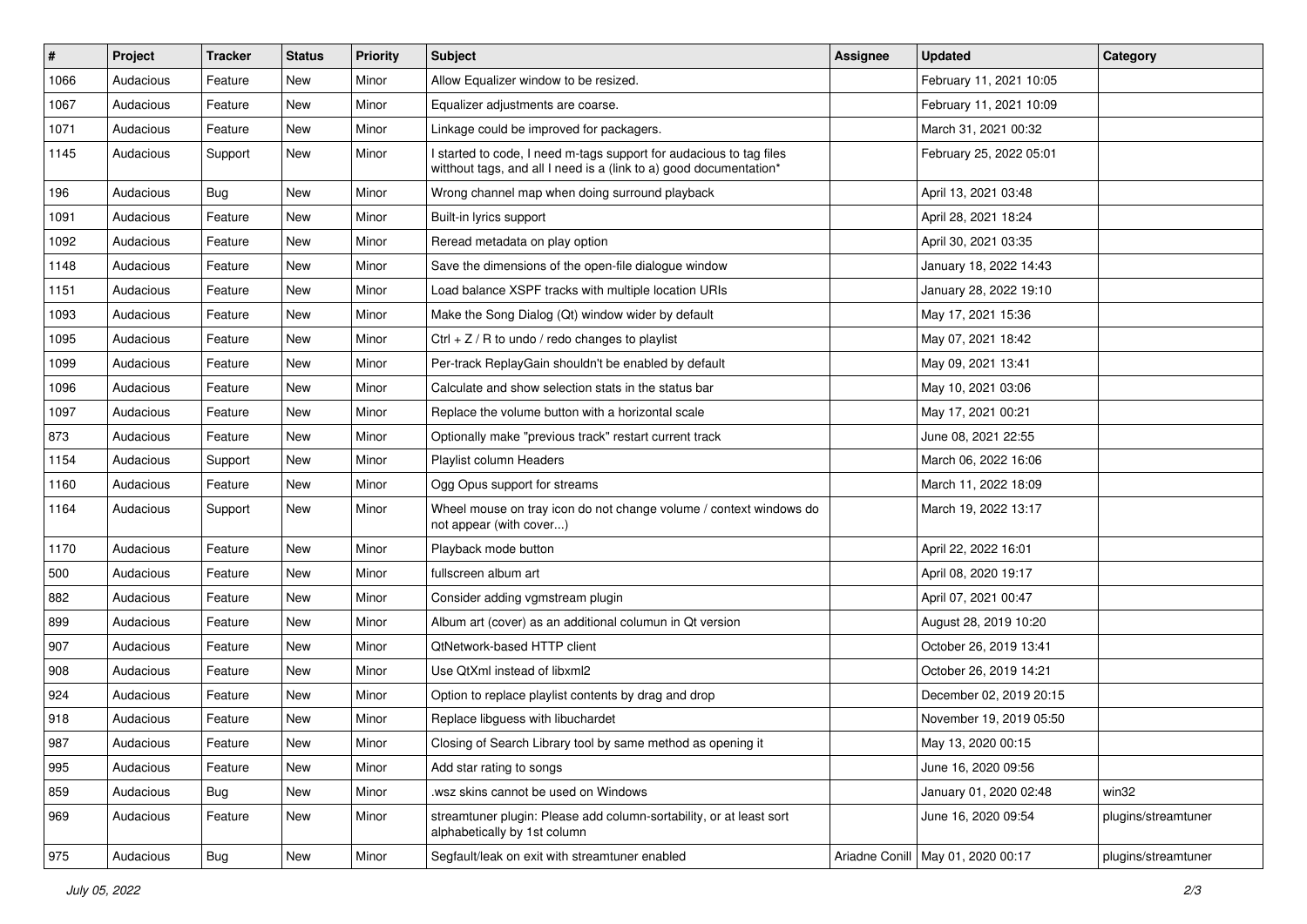| # | Project | Tracker | Status | Priority | Subject | Assignee | Updated | Category |
|---|---|---|---|---|---|---|---|---|
| 1066 | Audacious | Feature | New | Minor | Allow Equalizer window to be resized. | | February 11, 2021 10:05 | |
| 1067 | Audacious | Feature | New | Minor | Equalizer adjustments are coarse. | | February 11, 2021 10:09 | |
| 1071 | Audacious | Feature | New | Minor | Linkage could be improved for packagers. | | March 31, 2021 00:32 | |
| 1145 | Audacious | Support | New | Minor | I started to code, I need m-tags support for audacious to tag files witthout tags, and all I need is a (link to a) good documentation* | | February 25, 2022 05:01 | |
| 196 | Audacious | Bug | New | Minor | Wrong channel map when doing surround playback | | April 13, 2021 03:48 | |
| 1091 | Audacious | Feature | New | Minor | Built-in lyrics support | | April 28, 2021 18:24 | |
| 1092 | Audacious | Feature | New | Minor | Reread metadata on play option | | April 30, 2021 03:35 | |
| 1148 | Audacious | Feature | New | Minor | Save the dimensions of the open-file dialogue window | | January 18, 2022 14:43 | |
| 1151 | Audacious | Feature | New | Minor | Load balance XSPF tracks with multiple location URIs | | January 28, 2022 19:10 | |
| 1093 | Audacious | Feature | New | Minor | Make the Song Dialog (Qt) window wider by default | | May 17, 2021 15:36 | |
| 1095 | Audacious | Feature | New | Minor | Ctrl + Z / R to undo / redo changes to playlist | | May 07, 2021 18:42 | |
| 1099 | Audacious | Feature | New | Minor | Per-track ReplayGain shouldn't be enabled by default | | May 09, 2021 13:41 | |
| 1096 | Audacious | Feature | New | Minor | Calculate and show selection stats in the status bar | | May 10, 2021 03:06 | |
| 1097 | Audacious | Feature | New | Minor | Replace the volume button with a horizontal scale | | May 17, 2021 00:21 | |
| 873 | Audacious | Feature | New | Minor | Optionally make "previous track" restart current track | | June 08, 2021 22:55 | |
| 1154 | Audacious | Support | New | Minor | Playlist column Headers | | March 06, 2022 16:06 | |
| 1160 | Audacious | Feature | New | Minor | Ogg Opus support for streams | | March 11, 2022 18:09 | |
| 1164 | Audacious | Support | New | Minor | Wheel mouse on tray icon do not change volume / context windows do not appear (with cover...) | | March 19, 2022 13:17 | |
| 1170 | Audacious | Feature | New | Minor | Playback mode button | | April 22, 2022 16:01 | |
| 500 | Audacious | Feature | New | Minor | fullscreen album art | | April 08, 2020 19:17 | |
| 882 | Audacious | Feature | New | Minor | Consider adding vgmstream plugin | | April 07, 2021 00:47 | |
| 899 | Audacious | Feature | New | Minor | Album art (cover) as an additional columun in Qt version | | August 28, 2019 10:20 | |
| 907 | Audacious | Feature | New | Minor | QtNetwork-based HTTP client | | October 26, 2019 13:41 | |
| 908 | Audacious | Feature | New | Minor | Use QtXml instead of libxml2 | | October 26, 2019 14:21 | |
| 924 | Audacious | Feature | New | Minor | Option to replace playlist contents by drag and drop | | December 02, 2019 20:15 | |
| 918 | Audacious | Feature | New | Minor | Replace libguess with libuchardet | | November 19, 2019 05:50 | |
| 987 | Audacious | Feature | New | Minor | Closing of Search Library tool by same method as opening it | | May 13, 2020 00:15 | |
| 995 | Audacious | Feature | New | Minor | Add star rating to songs | | June 16, 2020 09:56 | |
| 859 | Audacious | Bug | New | Minor | .wsz skins cannot be used on Windows | | January 01, 2020 02:48 | win32 |
| 969 | Audacious | Feature | New | Minor | streamtuner plugin: Please add column-sortability, or at least sort alphabetically by 1st column | | June 16, 2020 09:54 | plugins/streamtuner |
| 975 | Audacious | Bug | New | Minor | Segfault/leak on exit with streamtuner enabled | Ariadne Conill | May 01, 2020 00:17 | plugins/streamtuner |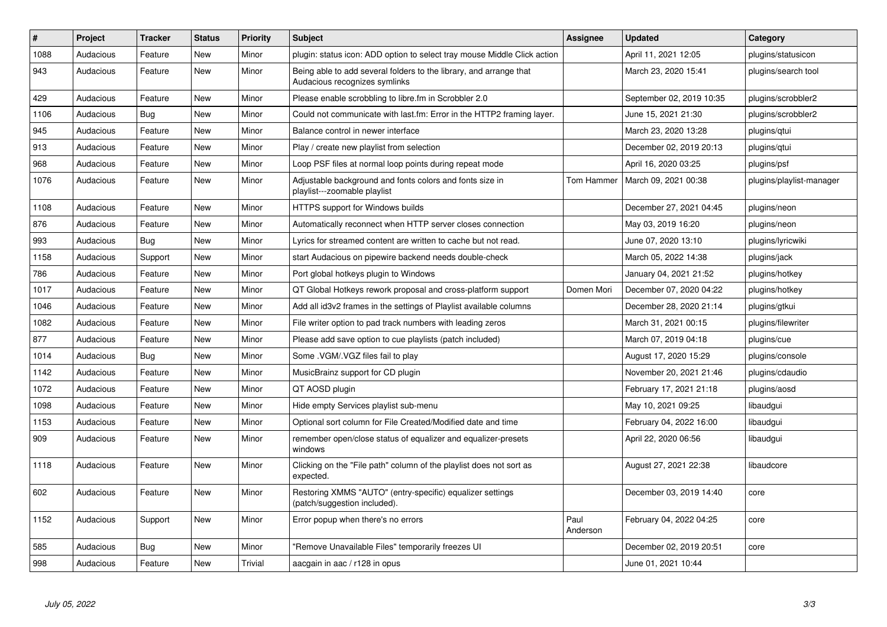| # | Project | Tracker | Status | Priority | Subject | Assignee | Updated | Category |
|---|---|---|---|---|---|---|---|---|
| 1088 | Audacious | Feature | New | Minor | plugin: status icon: ADD option to select tray mouse Middle Click action | | April 11, 2021 12:05 | plugins/statusicon |
| 943 | Audacious | Feature | New | Minor | Being able to add several folders to the library, and arrange that Audacious recognizes symlinks | | March 23, 2020 15:41 | plugins/search tool |
| 429 | Audacious | Feature | New | Minor | Please enable scrobbling to libre.fm in Scrobbler 2.0 | | September 02, 2019 10:35 | plugins/scrobbler2 |
| 1106 | Audacious | Bug | New | Minor | Could not communicate with last.fm: Error in the HTTP2 framing layer. | | June 15, 2021 21:30 | plugins/scrobbler2 |
| 945 | Audacious | Feature | New | Minor | Balance control in newer interface | | March 23, 2020 13:28 | plugins/qtui |
| 913 | Audacious | Feature | New | Minor | Play / create new playlist from selection | | December 02, 2019 20:13 | plugins/qtui |
| 968 | Audacious | Feature | New | Minor | Loop PSF files at normal loop points during repeat mode | | April 16, 2020 03:25 | plugins/psf |
| 1076 | Audacious | Feature | New | Minor | Adjustable background and fonts colors and fonts size in playlist---zoomable playlist | Tom Hammer | March 09, 2021 00:38 | plugins/playlist-manager |
| 1108 | Audacious | Feature | New | Minor | HTTPS support for Windows builds | | December 27, 2021 04:45 | plugins/neon |
| 876 | Audacious | Feature | New | Minor | Automatically reconnect when HTTP server closes connection | | May 03, 2019 16:20 | plugins/neon |
| 993 | Audacious | Bug | New | Minor | Lyrics for streamed content are written to cache but not read. | | June 07, 2020 13:10 | plugins/lyricwiki |
| 1158 | Audacious | Support | New | Minor | start Audacious on pipewire backend needs double-check | | March 05, 2022 14:38 | plugins/jack |
| 786 | Audacious | Feature | New | Minor | Port global hotkeys plugin to Windows | | January 04, 2021 21:52 | plugins/hotkey |
| 1017 | Audacious | Feature | New | Minor | QT Global Hotkeys rework proposal and cross-platform support | Domen Mori | December 07, 2020 04:22 | plugins/hotkey |
| 1046 | Audacious | Feature | New | Minor | Add all id3v2 frames in the settings of Playlist available columns | | December 28, 2020 21:14 | plugins/gtkui |
| 1082 | Audacious | Feature | New | Minor | File writer option to pad track numbers with leading zeros | | March 31, 2021 00:15 | plugins/filewriter |
| 877 | Audacious | Feature | New | Minor | Please add save option to cue playlists (patch included) | | March 07, 2019 04:18 | plugins/cue |
| 1014 | Audacious | Bug | New | Minor | Some .VGM/.VGZ files fail to play | | August 17, 2020 15:29 | plugins/console |
| 1142 | Audacious | Feature | New | Minor | MusicBrainz support for CD plugin | | November 20, 2021 21:46 | plugins/cdaudio |
| 1072 | Audacious | Feature | New | Minor | QT AOSD plugin | | February 17, 2021 21:18 | plugins/aosd |
| 1098 | Audacious | Feature | New | Minor | Hide empty Services playlist sub-menu | | May 10, 2021 09:25 | libaudgui |
| 1153 | Audacious | Feature | New | Minor | Optional sort column for File Created/Modified date and time | | February 04, 2022 16:00 | libaudgui |
| 909 | Audacious | Feature | New | Minor | remember open/close status of equalizer and equalizer-presets windows | | April 22, 2020 06:56 | libaudgui |
| 1118 | Audacious | Feature | New | Minor | Clicking on the "File path" column of the playlist does not sort as expected. | | August 27, 2021 22:38 | libaudcore |
| 602 | Audacious | Feature | New | Minor | Restoring XMMS "AUTO" (entry-specific) equalizer settings (patch/suggestion included). | | December 03, 2019 14:40 | core |
| 1152 | Audacious | Support | New | Minor | Error popup when there's no errors | Paul Anderson | February 04, 2022 04:25 | core |
| 585 | Audacious | Bug | New | Minor | "Remove Unavailable Files" temporarily freezes UI | | December 02, 2019 20:51 | core |
| 998 | Audacious | Feature | New | Trivial | aacgain in aac / r128 in opus | | June 01, 2021 10:44 | |